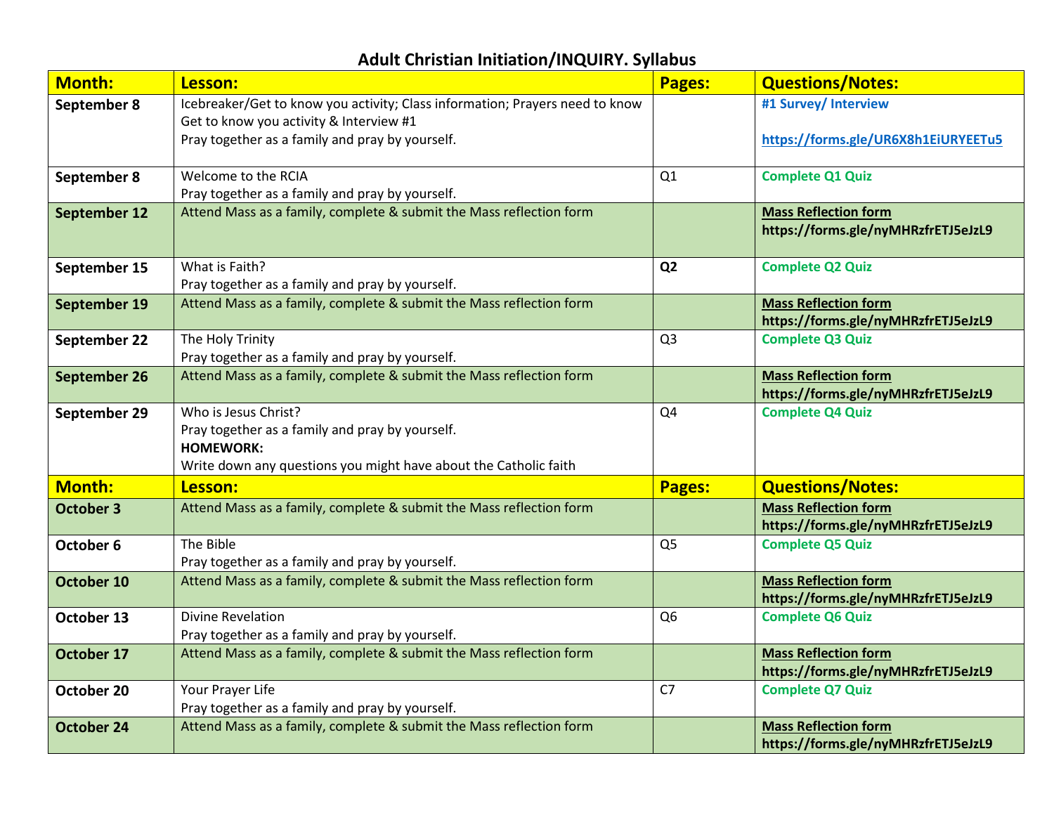# Adult Christian Initiation/INQUIRY. Syllabus

| Month: | Lesson: | Pages: | Questions/Notes: |
|---|---|---|---|
| **September 8** | Icebreaker/Get to know you activity; Class information; Prayers need to know<br>Get to know you activity & Interview #1<br>Pray together as a family and pray by yourself. | | **#1 Survey/ Interview**<br><br>**https://forms.gle/UR6X8h1EiURYEETu5** |
| **September 8** | Welcome to the RCIA<br>Pray together as a family and pray by yourself. | Q1 | **Complete Q1 Quiz** |
| **September 12** | Attend Mass as a family, complete & submit the Mass reflection form | | **Mass Reflection form**<br>**https://forms.gle/nyMHRzfrETJ5eJzL9** |
| **September 15** | What is Faith?<br>Pray together as a family and pray by yourself. | **Q2** | **Complete Q2 Quiz** |
| **September 19** | Attend Mass as a family, complete & submit the Mass reflection form | | **Mass Reflection form**<br>**https://forms.gle/nyMHRzfrETJ5eJzL9** |
| **September 22** | The Holy Trinity<br>Pray together as a family and pray by yourself. | Q3 | **Complete Q3 Quiz** |
| **September 26** | Attend Mass as a family, complete & submit the Mass reflection form | | **Mass Reflection form**<br>**https://forms.gle/nyMHRzfrETJ5eJzL9** |
| **September 29** | Who is Jesus Christ?<br>Pray together as a family and pray by yourself.<br>**HOMEWORK:**<br>Write down any questions you might have about the Catholic faith | Q4 | **Complete Q4 Quiz** |
| **Month:** | **Lesson:** | **Pages:** | **Questions/Notes:** |
| **October 3** | Attend Mass as a family, complete & submit the Mass reflection form | | **Mass Reflection form**<br>**https://forms.gle/nyMHRzfrETJ5eJzL9** |
| **October 6** | The Bible<br>Pray together as a family and pray by yourself. | Q5 | **Complete Q5 Quiz** |
| **October 10** | Attend Mass as a family, complete & submit the Mass reflection form | | **Mass Reflection form**<br>**https://forms.gle/nyMHRzfrETJ5eJzL9** |
| **October 13** | Divine Revelation<br>Pray together as a family and pray by yourself. | Q6 | **Complete Q6 Quiz** |
| **October 17** | Attend Mass as a family, complete & submit the Mass reflection form | | **Mass Reflection form**<br>**https://forms.gle/nyMHRzfrETJ5eJzL9** |
| **October 20** | Your Prayer Life<br>Pray together as a family and pray by yourself. | C7 | **Complete Q7 Quiz** |
| **October 24** | Attend Mass as a family, complete & submit the Mass reflection form | | **Mass Reflection form**<br>**https://forms.gle/nyMHRzfrETJ5eJzL9** |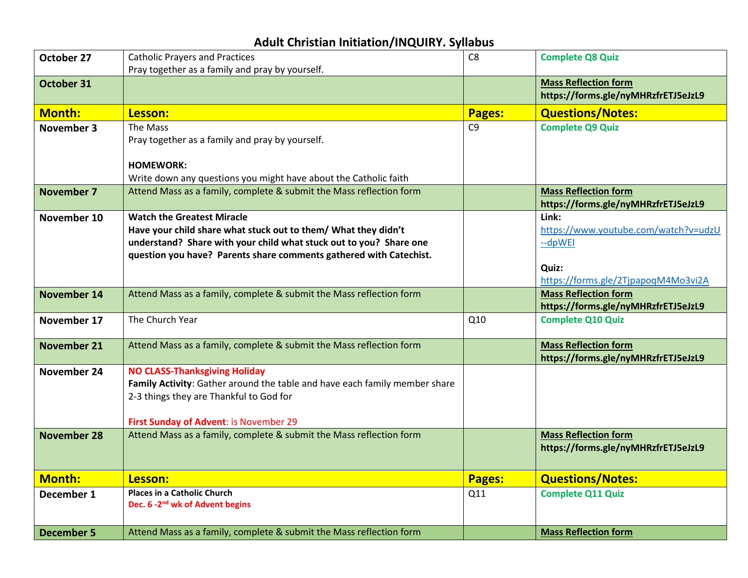# Adult Christian Initiation/INQUIRY. Syllabus

| | | | |
|---|---|---|---|
| **October 27** | Catholic Prayers and Practices<br>Pray together as a family and pray by yourself. | C8 | **Complete Q8 Quiz** |
| **October 31** | | | **Mass Reflection form**<br>**https://forms.gle/nyMHRzfrETJ5eJzL9** |
| **Month:** | **Lesson:** | **Pages:** | **Questions/Notes:** |
| **November 3** | The Mass<br>Pray together as a family and pray by yourself.<br><br>**HOMEWORK:**<br>Write down any questions you might have about the Catholic faith | C9 | **Complete Q9 Quiz** |
| **November 7** | Attend Mass as a family, complete & submit the Mass reflection form | | **Mass Reflection form**<br>**https://forms.gle/nyMHRzfrETJ5eJzL9** |
| **November 10** | **Watch the Greatest Miracle**<br>**Have your child share what stuck out to them/ What they didn't understand? Share with your child what stuck out to you? Share one question you have? Parents share comments gathered with Catechist.** | | **Link:**<br>https://www.youtube.com/watch?v=udzU--dpWEI<br><br>**Quiz:**<br>https://forms.gle/2TjpapoqM4Mo3vi2A |
| **November 14** | Attend Mass as a family, complete & submit the Mass reflection form | | **Mass Reflection form**<br>**https://forms.gle/nyMHRzfrETJ5eJzL9** |
| **November 17** | The Church Year | Q10 | **Complete Q10 Quiz** |
| **November 21** | Attend Mass as a family, complete & submit the Mass reflection form | | **Mass Reflection form**<br>**https://forms.gle/nyMHRzfrETJ5eJzL9** |
| **November 24** | **NO CLASS-Thanksgiving Holiday**<br>**Family Activity**: Gather around the table and have each family member share 2-3 things they are Thankful to God for<br><br>**First Sunday of Advent**: is November 29 | | |
| **November 28** | Attend Mass as a family, complete & submit the Mass reflection form | | **Mass Reflection form**<br>**https://forms.gle/nyMHRzfrETJ5eJzL9** |
| **Month:** | **Lesson:** | **Pages:** | **Questions/Notes:** |
| **December 1** | **Places in a Catholic Church**<br>**Dec. 6 -2nd wk of Advent begins** | Q11 | **Complete Q11 Quiz** |
| **December 5** | Attend Mass as a family, complete & submit the Mass reflection form | | **Mass Reflection form** |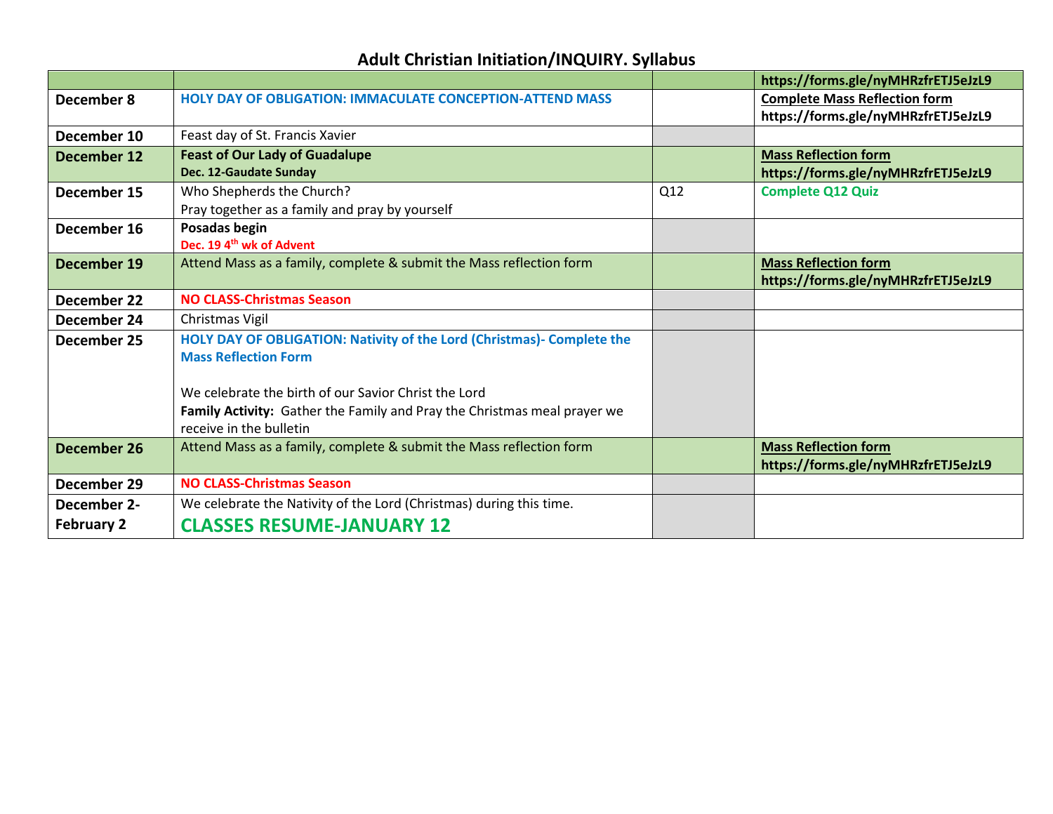# Adult Christian Initiation/INQUIRY. Syllabus

| | | | |
|---|---|---|---|
| | | | **https://forms.gle/nyMHRzfrETJ5eJzL9** |
| **December 8** | **HOLY DAY OF OBLIGATION: IMMACULATE CONCEPTION-ATTEND MASS** | | **Complete Mass Reflection form** **https://forms.gle/nyMHRzfrETJ5eJzL9** |
| **December 10** | Feast day of St. Francis Xavier | | |
| **December 12** | **Feast of Our Lady of Guadalupe** **Dec. 12-Gaudate Sunday** | | **Mass Reflection form** **https://forms.gle/nyMHRzfrETJ5eJzL9** |
| **December 15** | Who Shepherds the Church? Pray together as a family and pray by yourself | Q12 | **Complete Q12 Quiz** |
| **December 16** | **Posadas begin** **Dec. 19 4th wk of Advent** | | |
| **December 19** | Attend Mass as a family, complete & submit the Mass reflection form | | **Mass Reflection form** **https://forms.gle/nyMHRzfrETJ5eJzL9** |
| **December 22** | **NO CLASS-Christmas Season** | | |
| **December 24** | Christmas Vigil | | |
| **December 25** | **HOLY DAY OF OBLIGATION: Nativity of the Lord (Christmas)- Complete the Mass Reflection Form** We celebrate the birth of our Savior Christ the Lord **Family Activity:** Gather the Family and Pray the Christmas meal prayer we receive in the bulletin | | |
| **December 26** | Attend Mass as a family, complete & submit the Mass reflection form | | **Mass Reflection form** **https://forms.gle/nyMHRzfrETJ5eJzL9** |
| **December 29** | **NO CLASS-Christmas Season** | | |
| **December 2-February 2** | We celebrate the Nativity of the Lord (Christmas) during this time. **CLASSES RESUME-JANUARY 12** | | |